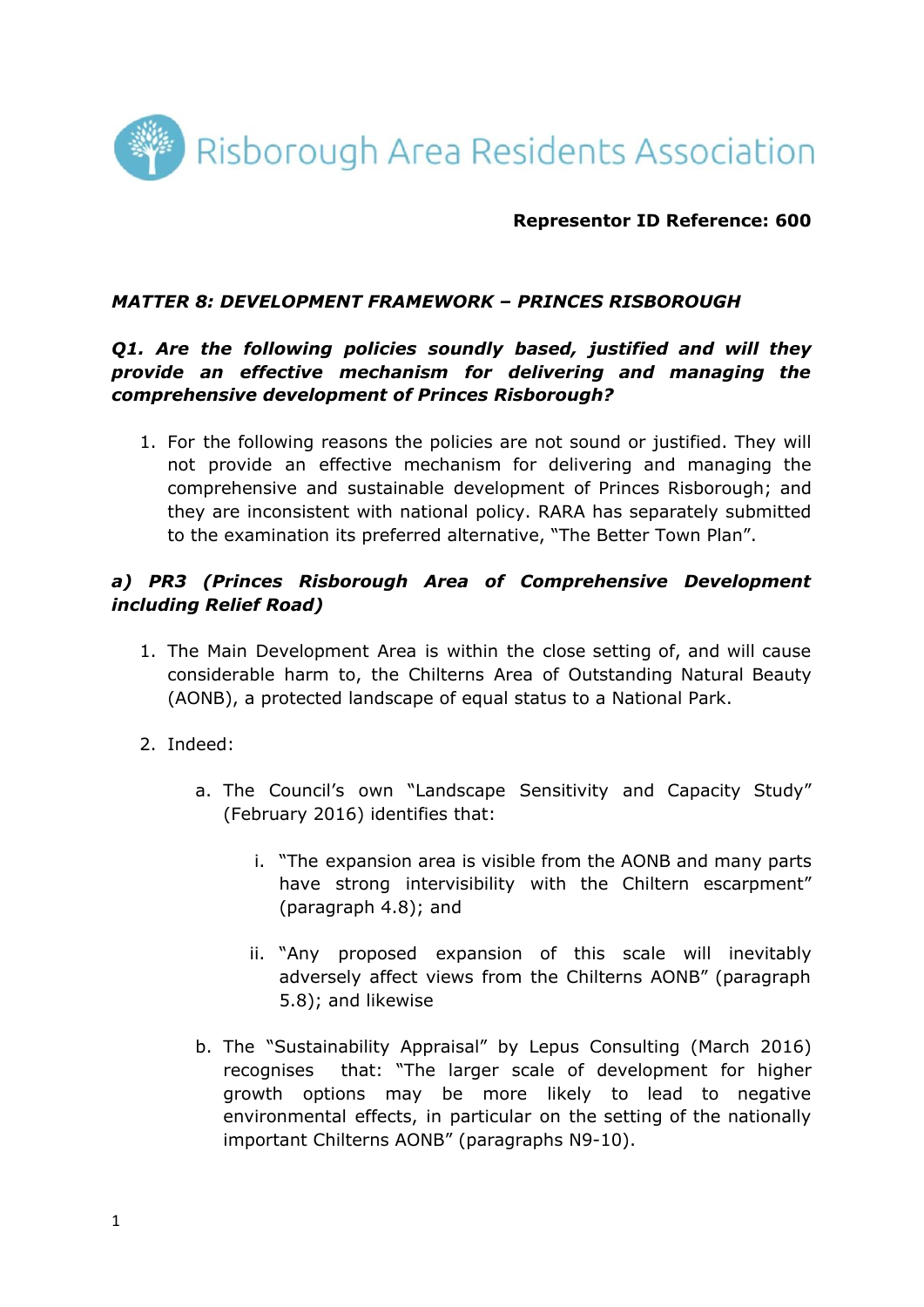Risborough Area Residents Association

**Representor ID Reference: 600**

***MATTER 8: DEVELOPMENT FRAMEWORK – PRINCES RISBOROUGH***

***Q1. Are the following policies soundly based, justified and will they provide an effective mechanism for delivering and managing the comprehensive development of Princes Risborough?***

1. For the following reasons the policies are not sound or justified. They will not provide an effective mechanism for delivering and managing the comprehensive and sustainable development of Princes Risborough; and they are inconsistent with national policy. RARA has separately submitted to the examination its preferred alternative, "The Better Town Plan".

***a) PR3 (Princes Risborough Area of Comprehensive Development including Relief Road)***

1. The Main Development Area is within the close setting of, and will cause considerable harm to, the Chilterns Area of Outstanding Natural Beauty (AONB), a protected landscape of equal status to a National Park.

2. Indeed:

   a. The Council's own "Landscape Sensitivity and Capacity Study" (February 2016) identifies that:

      i. "The expansion area is visible from the AONB and many parts have strong intervisibility with the Chiltern escarpment" (paragraph 4.8); and

      ii. "Any proposed expansion of this scale will inevitably adversely affect views from the Chilterns AONB" (paragraph 5.8); and likewise

   b. The "Sustainability Appraisal" by Lepus Consulting (March 2016) recognises that: "The larger scale of development for higher growth options may be more likely to lead to negative environmental effects, in particular on the setting of the nationally important Chilterns AONB" (paragraphs N9-10).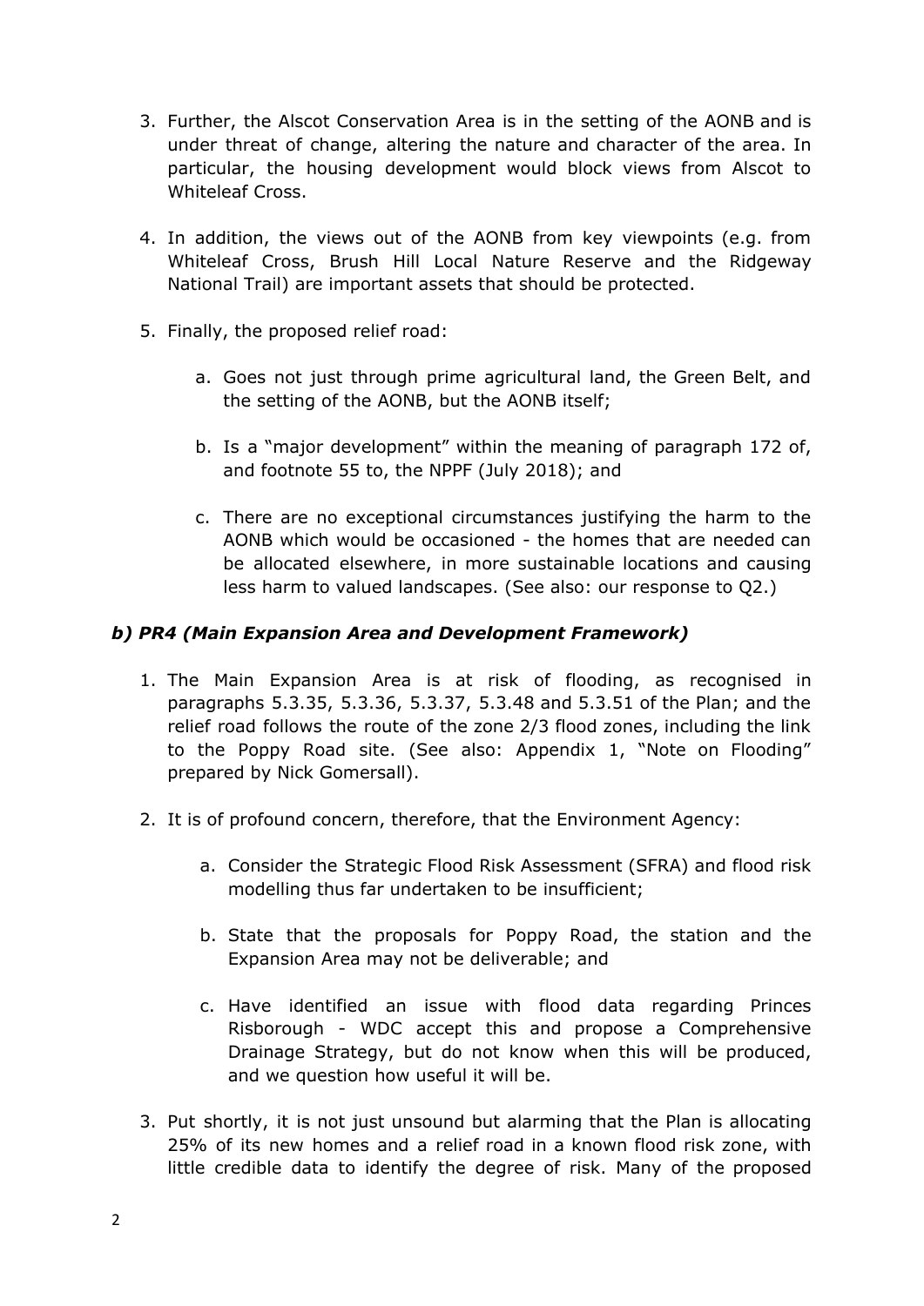3. Further, the Alscot Conservation Area is in the setting of the AONB and is under threat of change, altering the nature and character of the area. In particular, the housing development would block views from Alscot to Whiteleaf Cross.

4. In addition, the views out of the AONB from key viewpoints (e.g. from Whiteleaf Cross, Brush Hill Local Nature Reserve and the Ridgeway National Trail) are important assets that should be protected.

5. Finally, the proposed relief road:

   a. Goes not just through prime agricultural land, the Green Belt, and the setting of the AONB, but the AONB itself;

   b. Is a "major development" within the meaning of paragraph 172 of, and footnote 55 to, the NPPF (July 2018); and

   c. There are no exceptional circumstances justifying the harm to the AONB which would be occasioned - the homes that are needed can be allocated elsewhere, in more sustainable locations and causing less harm to valued landscapes. (See also: our response to Q2.)

### *b) PR4 (Main Expansion Area and Development Framework)*

1. The Main Expansion Area is at risk of flooding, as recognised in paragraphs 5.3.35, 5.3.36, 5.3.37, 5.3.48 and 5.3.51 of the Plan; and the relief road follows the route of the zone 2/3 flood zones, including the link to the Poppy Road site. (See also: Appendix 1, "Note on Flooding" prepared by Nick Gomersall).

2. It is of profound concern, therefore, that the Environment Agency:

   a. Consider the Strategic Flood Risk Assessment (SFRA) and flood risk modelling thus far undertaken to be insufficient;

   b. State that the proposals for Poppy Road, the station and the Expansion Area may not be deliverable; and

   c. Have identified an issue with flood data regarding Princes Risborough - WDC accept this and propose a Comprehensive Drainage Strategy, but do not know when this will be produced, and we question how useful it will be.

3. Put shortly, it is not just unsound but alarming that the Plan is allocating 25% of its new homes and a relief road in a known flood risk zone, with little credible data to identify the degree of risk. Many of the proposed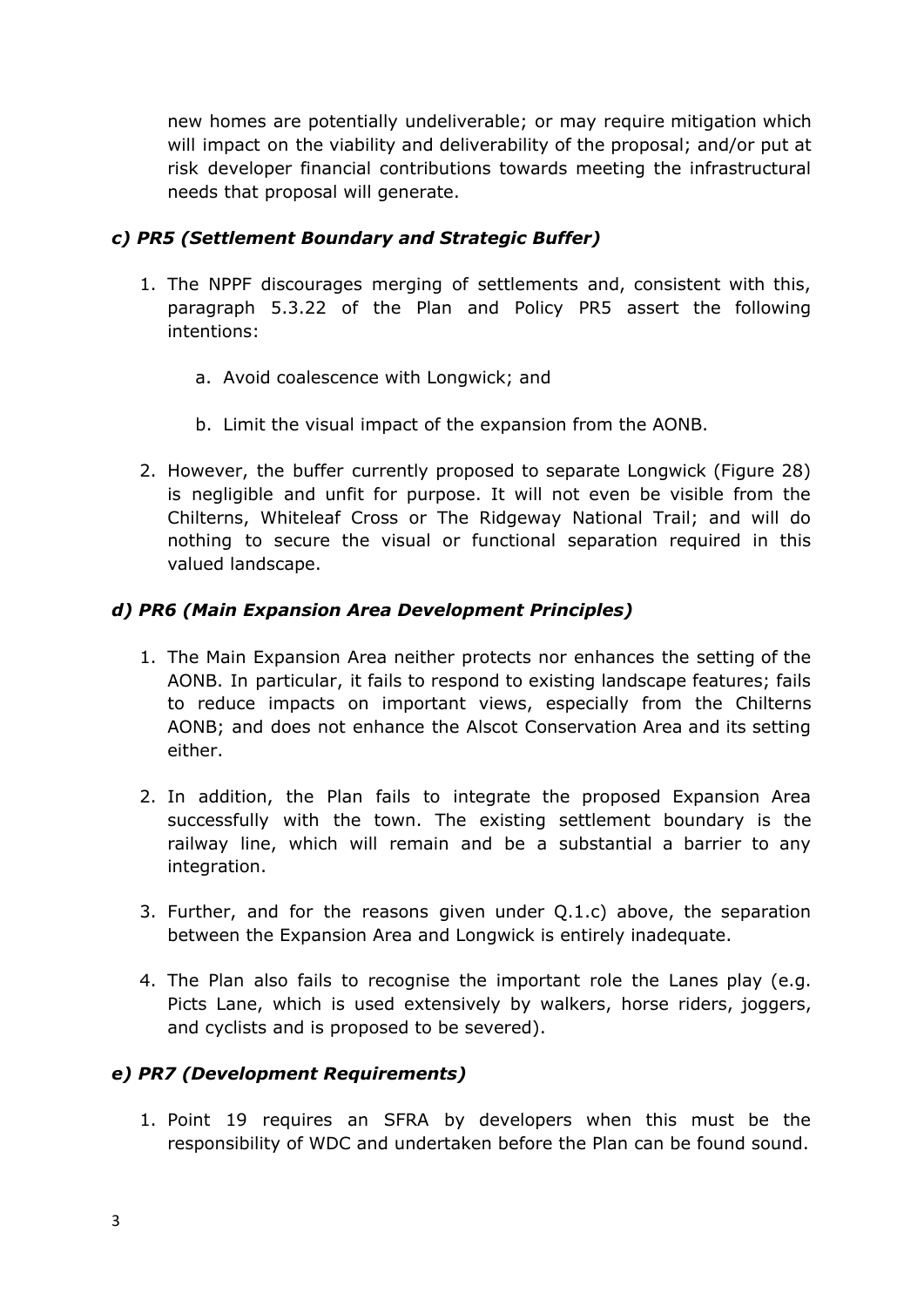new homes are potentially undeliverable; or may require mitigation which will impact on the viability and deliverability of the proposal; and/or put at risk developer financial contributions towards meeting the infrastructural needs that proposal will generate.

### *c) PR5 (Settlement Boundary and Strategic Buffer)*

1. The NPPF discourages merging of settlements and, consistent with this, paragraph 5.3.22 of the Plan and Policy PR5 assert the following intentions:

    a. Avoid coalescence with Longwick; and

    b. Limit the visual impact of the expansion from the AONB.

2. However, the buffer currently proposed to separate Longwick (Figure 28) is negligible and unfit for purpose. It will not even be visible from the Chilterns, Whiteleaf Cross or The Ridgeway National Trail; and will do nothing to secure the visual or functional separation required in this valued landscape.

### *d) PR6 (Main Expansion Area Development Principles)*

1. The Main Expansion Area neither protects nor enhances the setting of the AONB. In particular, it fails to respond to existing landscape features; fails to reduce impacts on important views, especially from the Chilterns AONB; and does not enhance the Alscot Conservation Area and its setting either.

2. In addition, the Plan fails to integrate the proposed Expansion Area successfully with the town. The existing settlement boundary is the railway line, which will remain and be a substantial a barrier to any integration.

3. Further, and for the reasons given under Q.1.c) above, the separation between the Expansion Area and Longwick is entirely inadequate.

4. The Plan also fails to recognise the important role the Lanes play (e.g. Picts Lane, which is used extensively by walkers, horse riders, joggers, and cyclists and is proposed to be severed).

### *e) PR7 (Development Requirements)*

1. Point 19 requires an SFRA by developers when this must be the responsibility of WDC and undertaken before the Plan can be found sound.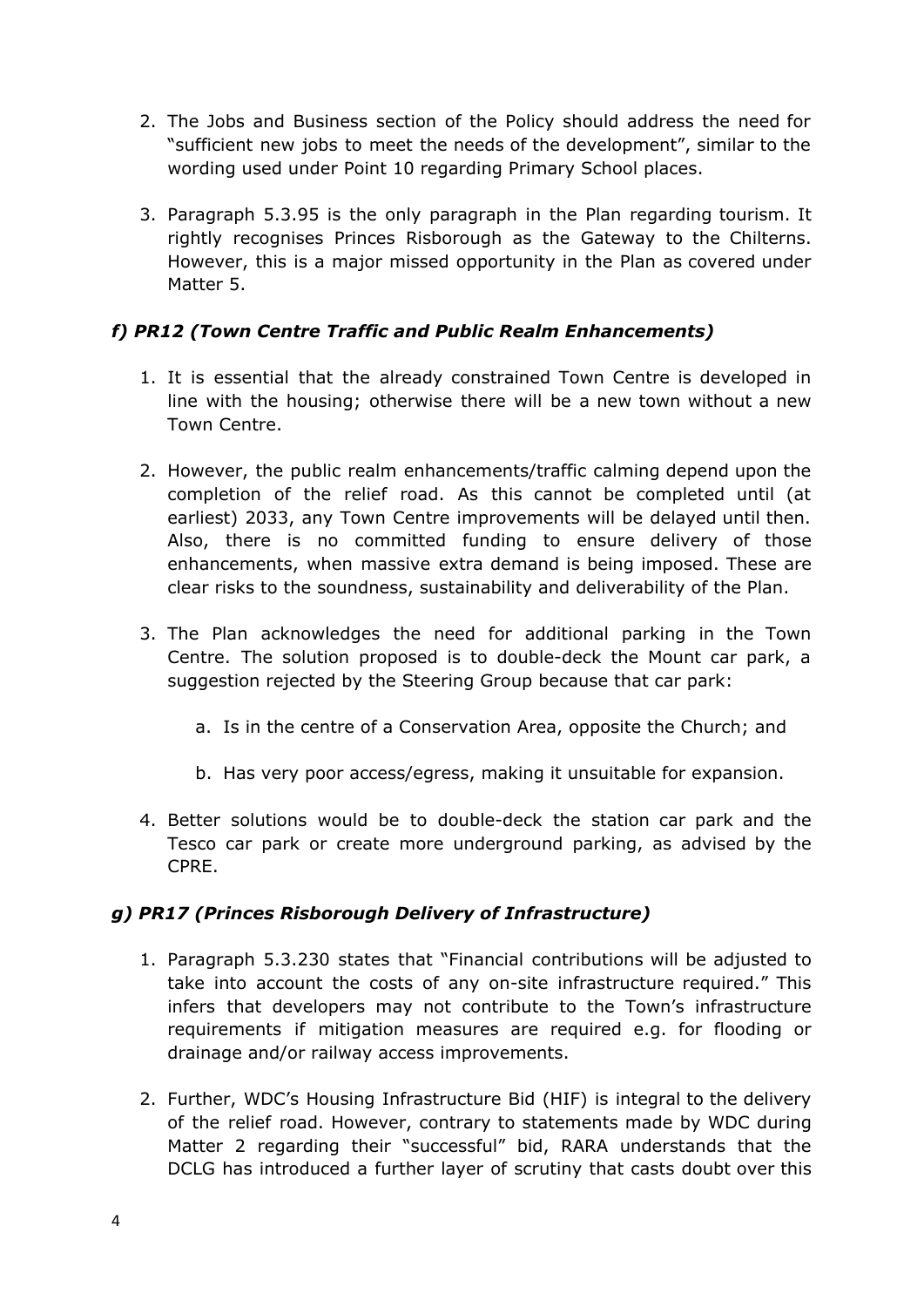2. The Jobs and Business section of the Policy should address the need for "sufficient new jobs to meet the needs of the development", similar to the wording used under Point 10 regarding Primary School places.

3. Paragraph 5.3.95 is the only paragraph in the Plan regarding tourism. It rightly recognises Princes Risborough as the Gateway to the Chilterns. However, this is a major missed opportunity in the Plan as covered under Matter 5.

### *f) PR12 (Town Centre Traffic and Public Realm Enhancements)*

1. It is essential that the already constrained Town Centre is developed in line with the housing; otherwise there will be a new town without a new Town Centre.

2. However, the public realm enhancements/traffic calming depend upon the completion of the relief road. As this cannot be completed until (at earliest) 2033, any Town Centre improvements will be delayed until then. Also, there is no committed funding to ensure delivery of those enhancements, when massive extra demand is being imposed. These are clear risks to the soundness, sustainability and deliverability of the Plan.

3. The Plan acknowledges the need for additional parking in the Town Centre. The solution proposed is to double-deck the Mount car park, a suggestion rejected by the Steering Group because that car park:

    a. Is in the centre of a Conservation Area, opposite the Church; and

    b. Has very poor access/egress, making it unsuitable for expansion.

4. Better solutions would be to double-deck the station car park and the Tesco car park or create more underground parking, as advised by the CPRE.

### *g) PR17 (Princes Risborough Delivery of Infrastructure)*

1. Paragraph 5.3.230 states that "Financial contributions will be adjusted to take into account the costs of any on-site infrastructure required." This infers that developers may not contribute to the Town's infrastructure requirements if mitigation measures are required e.g. for flooding or drainage and/or railway access improvements.

2. Further, WDC's Housing Infrastructure Bid (HIF) is integral to the delivery of the relief road. However, contrary to statements made by WDC during Matter 2 regarding their "successful" bid, RARA understands that the DCLG has introduced a further layer of scrutiny that casts doubt over this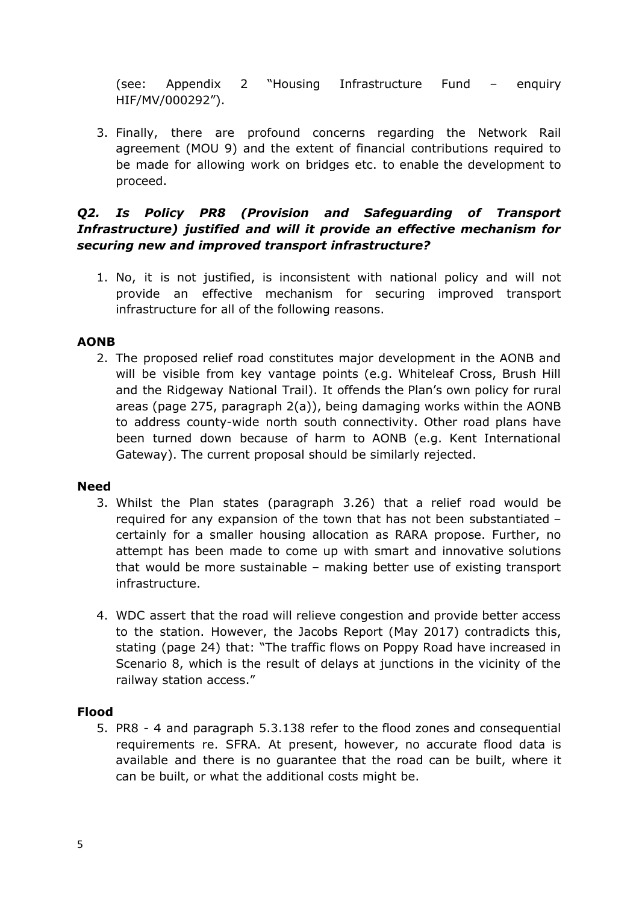(see: Appendix 2 "Housing Infrastructure Fund – enquiry HIF/MV/000292").

3. Finally, there are profound concerns regarding the Network Rail agreement (MOU 9) and the extent of financial contributions required to be made for allowing work on bridges etc. to enable the development to proceed.

***Q2. Is Policy PR8 (Provision and Safeguarding of Transport Infrastructure) justified and will it provide an effective mechanism for securing new and improved transport infrastructure?***

1. No, it is not justified, is inconsistent with national policy and will not provide an effective mechanism for securing improved transport infrastructure for all of the following reasons.

**AONB**

2. The proposed relief road constitutes major development in the AONB and will be visible from key vantage points (e.g. Whiteleaf Cross, Brush Hill and the Ridgeway National Trail). It offends the Plan's own policy for rural areas (page 275, paragraph 2(a)), being damaging works within the AONB to address county-wide north south connectivity. Other road plans have been turned down because of harm to AONB (e.g. Kent International Gateway). The current proposal should be similarly rejected.

**Need**

3. Whilst the Plan states (paragraph 3.26) that a relief road would be required for any expansion of the town that has not been substantiated – certainly for a smaller housing allocation as RARA propose. Further, no attempt has been made to come up with smart and innovative solutions that would be more sustainable – making better use of existing transport infrastructure.

4. WDC assert that the road will relieve congestion and provide better access to the station. However, the Jacobs Report (May 2017) contradicts this, stating (page 24) that: "The traffic flows on Poppy Road have increased in Scenario 8, which is the result of delays at junctions in the vicinity of the railway station access."

**Flood**

5. PR8 - 4 and paragraph 5.3.138 refer to the flood zones and consequential requirements re. SFRA. At present, however, no accurate flood data is available and there is no guarantee that the road can be built, where it can be built, or what the additional costs might be.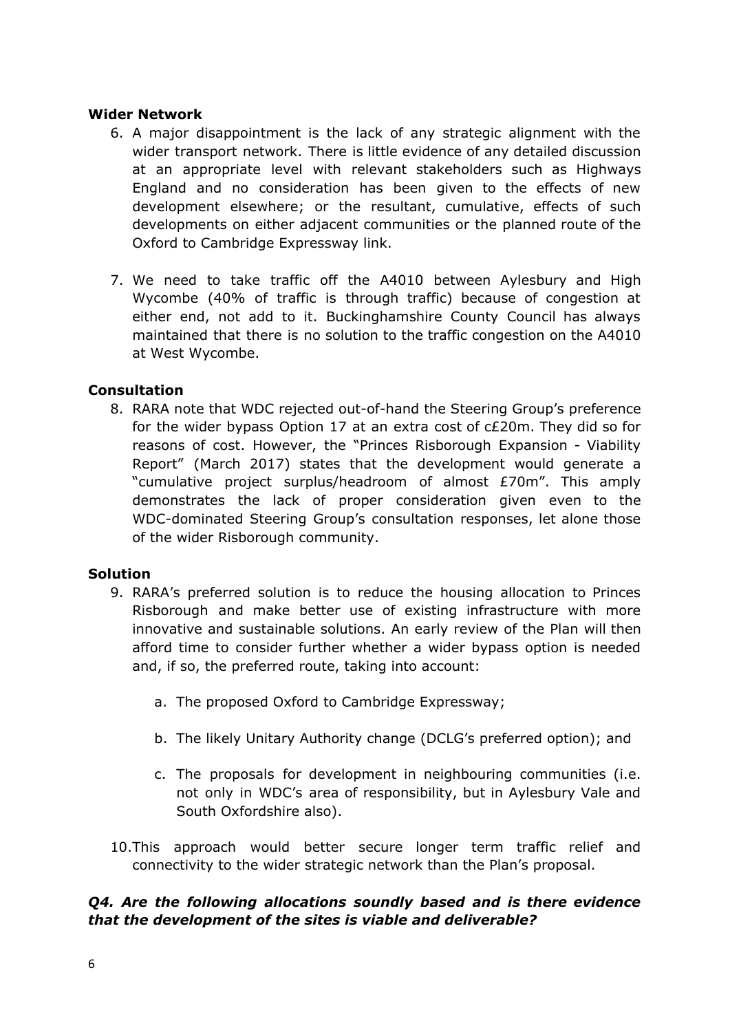**Wider Network**

6. A major disappointment is the lack of any strategic alignment with the wider transport network. There is little evidence of any detailed discussion at an appropriate level with relevant stakeholders such as Highways England and no consideration has been given to the effects of new development elsewhere; or the resultant, cumulative, effects of such developments on either adjacent communities or the planned route of the Oxford to Cambridge Expressway link.

7. We need to take traffic off the A4010 between Aylesbury and High Wycombe (40% of traffic is through traffic) because of congestion at either end, not add to it. Buckinghamshire County Council has always maintained that there is no solution to the traffic congestion on the A4010 at West Wycombe.

**Consultation**

8. RARA note that WDC rejected out-of-hand the Steering Group's preference for the wider bypass Option 17 at an extra cost of c£20m. They did so for reasons of cost. However, the "Princes Risborough Expansion - Viability Report" (March 2017) states that the development would generate a "cumulative project surplus/headroom of almost £70m". This amply demonstrates the lack of proper consideration given even to the WDC-dominated Steering Group's consultation responses, let alone those of the wider Risborough community.

**Solution**

9. RARA's preferred solution is to reduce the housing allocation to Princes Risborough and make better use of existing infrastructure with more innovative and sustainable solutions. An early review of the Plan will then afford time to consider further whether a wider bypass option is needed and, if so, the preferred route, taking into account:

    a. The proposed Oxford to Cambridge Expressway;

    b. The likely Unitary Authority change (DCLG's preferred option); and

    c. The proposals for development in neighbouring communities (i.e. not only in WDC's area of responsibility, but in Aylesbury Vale and South Oxfordshire also).

10. This approach would better secure longer term traffic relief and connectivity to the wider strategic network than the Plan's proposal.

***Q4. Are the following allocations soundly based and is there evidence that the development of the sites is viable and deliverable?***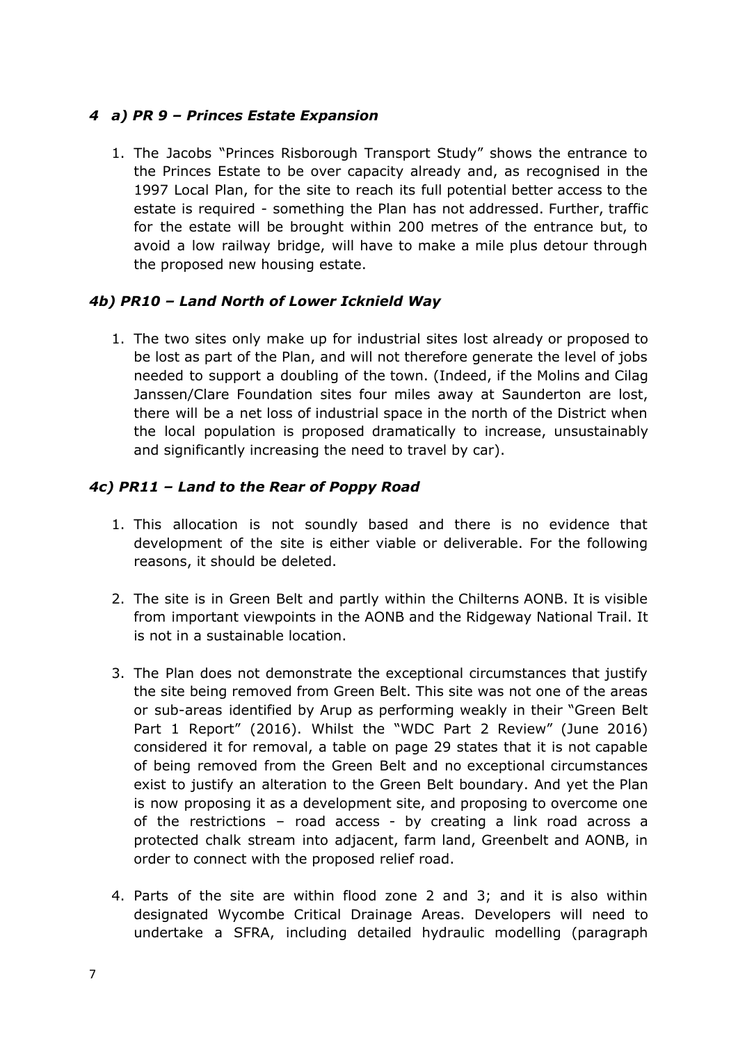### *4 a) PR 9 – Princes Estate Expansion*

1. The Jacobs "Princes Risborough Transport Study" shows the entrance to the Princes Estate to be over capacity already and, as recognised in the 1997 Local Plan, for the site to reach its full potential better access to the estate is required - something the Plan has not addressed. Further, traffic for the estate will be brought within 200 metres of the entrance but, to avoid a low railway bridge, will have to make a mile plus detour through the proposed new housing estate.

### *4b) PR10 – Land North of Lower Icknield Way*

1. The two sites only make up for industrial sites lost already or proposed to be lost as part of the Plan, and will not therefore generate the level of jobs needed to support a doubling of the town. (Indeed, if the Molins and Cilag Janssen/Clare Foundation sites four miles away at Saunderton are lost, there will be a net loss of industrial space in the north of the District when the local population is proposed dramatically to increase, unsustainably and significantly increasing the need to travel by car).

### *4c) PR11 – Land to the Rear of Poppy Road*

1. This allocation is not soundly based and there is no evidence that development of the site is either viable or deliverable. For the following reasons, it should be deleted.

2. The site is in Green Belt and partly within the Chilterns AONB. It is visible from important viewpoints in the AONB and the Ridgeway National Trail. It is not in a sustainable location.

3. The Plan does not demonstrate the exceptional circumstances that justify the site being removed from Green Belt. This site was not one of the areas or sub-areas identified by Arup as performing weakly in their "Green Belt Part 1 Report" (2016). Whilst the "WDC Part 2 Review" (June 2016) considered it for removal, a table on page 29 states that it is not capable of being removed from the Green Belt and no exceptional circumstances exist to justify an alteration to the Green Belt boundary. And yet the Plan is now proposing it as a development site, and proposing to overcome one of the restrictions – road access - by creating a link road across a protected chalk stream into adjacent, farm land, Greenbelt and AONB, in order to connect with the proposed relief road.

4. Parts of the site are within flood zone 2 and 3; and it is also within designated Wycombe Critical Drainage Areas. Developers will need to undertake a SFRA, including detailed hydraulic modelling (paragraph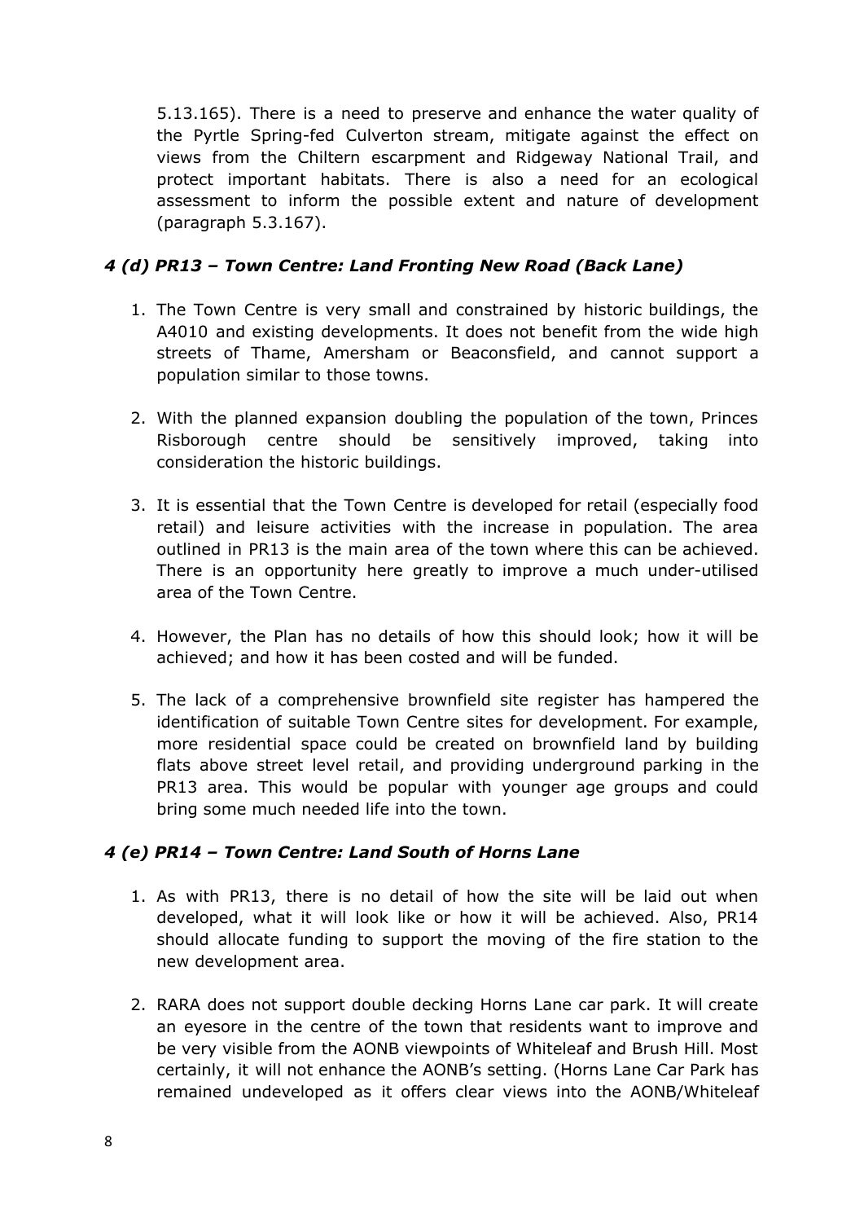5.13.165). There is a need to preserve and enhance the water quality of the Pyrtle Spring-fed Culverton stream, mitigate against the effect on views from the Chiltern escarpment and Ridgeway National Trail, and protect important habitats. There is also a need for an ecological assessment to inform the possible extent and nature of development (paragraph 5.3.167).

### *4 (d) PR13 – Town Centre: Land Fronting New Road (Back Lane)*

1. The Town Centre is very small and constrained by historic buildings, the A4010 and existing developments. It does not benefit from the wide high streets of Thame, Amersham or Beaconsfield, and cannot support a population similar to those towns.

2. With the planned expansion doubling the population of the town, Princes Risborough centre should be sensitively improved, taking into consideration the historic buildings.

3. It is essential that the Town Centre is developed for retail (especially food retail) and leisure activities with the increase in population. The area outlined in PR13 is the main area of the town where this can be achieved. There is an opportunity here greatly to improve a much under-utilised area of the Town Centre.

4. However, the Plan has no details of how this should look; how it will be achieved; and how it has been costed and will be funded.

5. The lack of a comprehensive brownfield site register has hampered the identification of suitable Town Centre sites for development. For example, more residential space could be created on brownfield land by building flats above street level retail, and providing underground parking in the PR13 area. This would be popular with younger age groups and could bring some much needed life into the town.

### *4 (e) PR14 – Town Centre: Land South of Horns Lane*

1. As with PR13, there is no detail of how the site will be laid out when developed, what it will look like or how it will be achieved. Also, PR14 should allocate funding to support the moving of the fire station to the new development area.

2. RARA does not support double decking Horns Lane car park. It will create an eyesore in the centre of the town that residents want to improve and be very visible from the AONB viewpoints of Whiteleaf and Brush Hill. Most certainly, it will not enhance the AONB's setting. (Horns Lane Car Park has remained undeveloped as it offers clear views into the AONB/Whiteleaf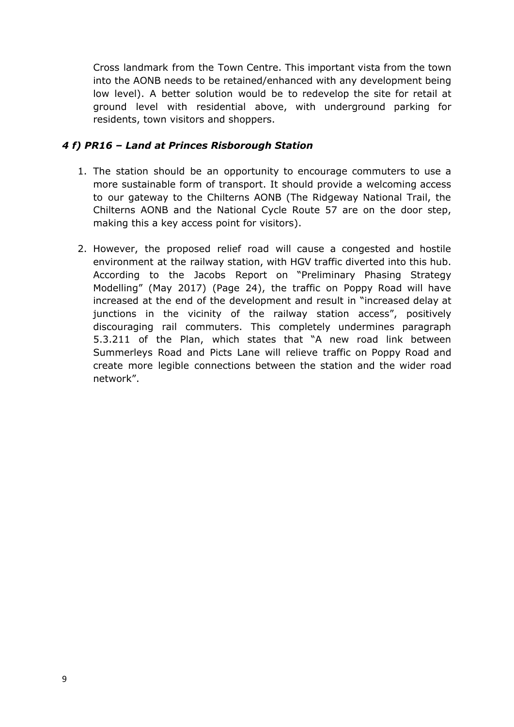Cross landmark from the Town Centre. This important vista from the town into the AONB needs to be retained/enhanced with any development being low level). A better solution would be to redevelop the site for retail at ground level with residential above, with underground parking for residents, town visitors and shoppers.

#### *4 f) PR16 – Land at Princes Risborough Station*

1. The station should be an opportunity to encourage commuters to use a more sustainable form of transport. It should provide a welcoming access to our gateway to the Chilterns AONB (The Ridgeway National Trail, the Chilterns AONB and the National Cycle Route 57 are on the door step, making this a key access point for visitors).

2. However, the proposed relief road will cause a congested and hostile environment at the railway station, with HGV traffic diverted into this hub. According to the Jacobs Report on "Preliminary Phasing Strategy Modelling" (May 2017) (Page 24), the traffic on Poppy Road will have increased at the end of the development and result in "increased delay at junctions in the vicinity of the railway station access", positively discouraging rail commuters. This completely undermines paragraph 5.3.211 of the Plan, which states that "A new road link between Summerleys Road and Picts Lane will relieve traffic on Poppy Road and create more legible connections between the station and the wider road network".